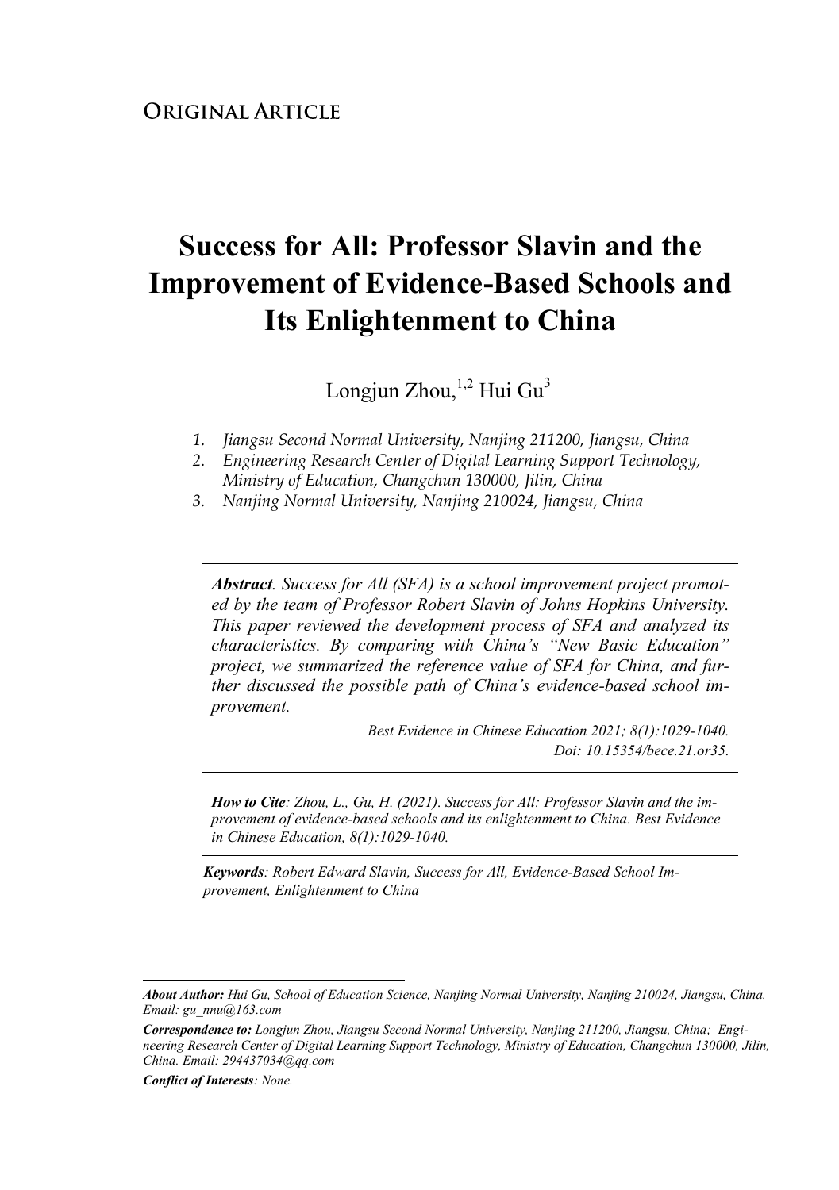**ORIGINAL ARTICLE**

# Success for All: Professor Slavin and the Improvement of Evidence-Based Schools and Its Enlightenment to China

Longjun Zhou,[1,2] Hui Gu[3]

1. *Jiangsu Second Normal University, Nanjing 211200, Jiangsu, China*
2. *Engineering Research Center of Digital Learning Support Technology, Ministry of Education, Changchun 130000, Jilin, China*
3. *Nanjing Normal University, Nanjing 210024, Jiangsu, China*

***Abstract**. Success for All (SFA) is a school improvement project promoted by the team of Professor Robert Slavin of Johns Hopkins University. This paper reviewed the development process of SFA and analyzed its characteristics. By comparing with China's "New Basic Education" project, we summarized the reference value of SFA for China, and further discussed the possible path of China's evidence-based school improvement.*

*Best Evidence in Chinese Education 2021; 8(1):1029-1040.*
*Doi: 10.15354/bece.21.or35.*

***How to Cite**: Zhou, L., Gu, H. (2021). Success for All: Professor Slavin and the improvement of evidence-based schools and its enlightenment to China. Best Evidence in Chinese Education, 8(1):1029-1040.*

***Keywords**: Robert Edward Slavin, Success for All, Evidence-Based School Improvement, Enlightenment to China*

***About Author:** Hui Gu, School of Education Science, Nanjing Normal University, Nanjing 210024, Jiangsu, China. Email: gu_nnu@163.com*

***Correspondence to:** Longjun Zhou, Jiangsu Second Normal University, Nanjing 211200, Jiangsu, China; Engineering Research Center of Digital Learning Support Technology, Ministry of Education, Changchun 130000, Jilin, China. Email: 294437034@qq.com*

***Conflict of Interests**: None.*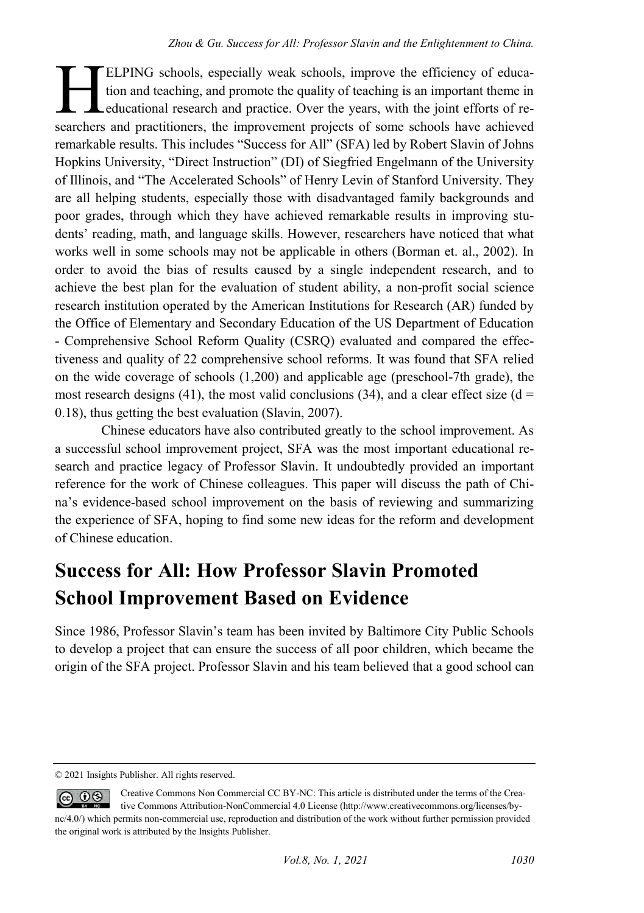HELPING schools, especially weak schools, improve the efficiency of education and teaching, and promote the quality of teaching is an important theme in educational research and practice. Over the years, with the joint efforts of researchers and practitioners, the improvement projects of some schools have achieved remarkable results. This includes "Success for All" (SFA) led by Robert Slavin of Johns Hopkins University, "Direct Instruction" (DI) of Siegfried Engelmann of the University of Illinois, and "The Accelerated Schools" of Henry Levin of Stanford University. They are all helping students, especially those with disadvantaged family backgrounds and poor grades, through which they have achieved remarkable results in improving students' reading, math, and language skills. However, researchers have noticed that what works well in some schools may not be applicable in others (Borman et. al., 2002). In order to avoid the bias of results caused by a single independent research, and to achieve the best plan for the evaluation of student ability, a non-profit social science research institution operated by the American Institutions for Research (AR) funded by the Office of Elementary and Secondary Education of the US Department of Education - Comprehensive School Reform Quality (CSRQ) evaluated and compared the effectiveness and quality of 22 comprehensive school reforms. It was found that SFA relied on the wide coverage of schools (1,200) and applicable age (preschool-7th grade), the most research designs (41), the most valid conclusions (34), and a clear effect size ($d = 0.18$), thus getting the best evaluation (Slavin, 2007).

Chinese educators have also contributed greatly to the school improvement. As a successful school improvement project, SFA was the most important educational research and practice legacy of Professor Slavin. It undoubtedly provided an important reference for the work of Chinese colleagues. This paper will discuss the path of China's evidence-based school improvement on the basis of reviewing and summarizing the experience of SFA, hoping to find some new ideas for the reform and development of Chinese education.

## Success for All: How Professor Slavin Promoted School Improvement Based on Evidence

Since 1986, Professor Slavin's team has been invited by Baltimore City Public Schools to develop a project that can ensure the success of all poor children, which became the origin of the SFA project. Professor Slavin and his team believed that a good school can

© 2021 Insights Publisher. All rights reserved.

Creative Commons Non Commercial CC BY-NC: This article is distributed under the terms of the Creative Commons Attribution-NonCommercial 4.0 License (http://www.creativecommons.org/licenses/by-nc/4.0/) which permits non-commercial use, reproduction and distribution of the work without further permission provided the original work is attributed by the Insights Publisher.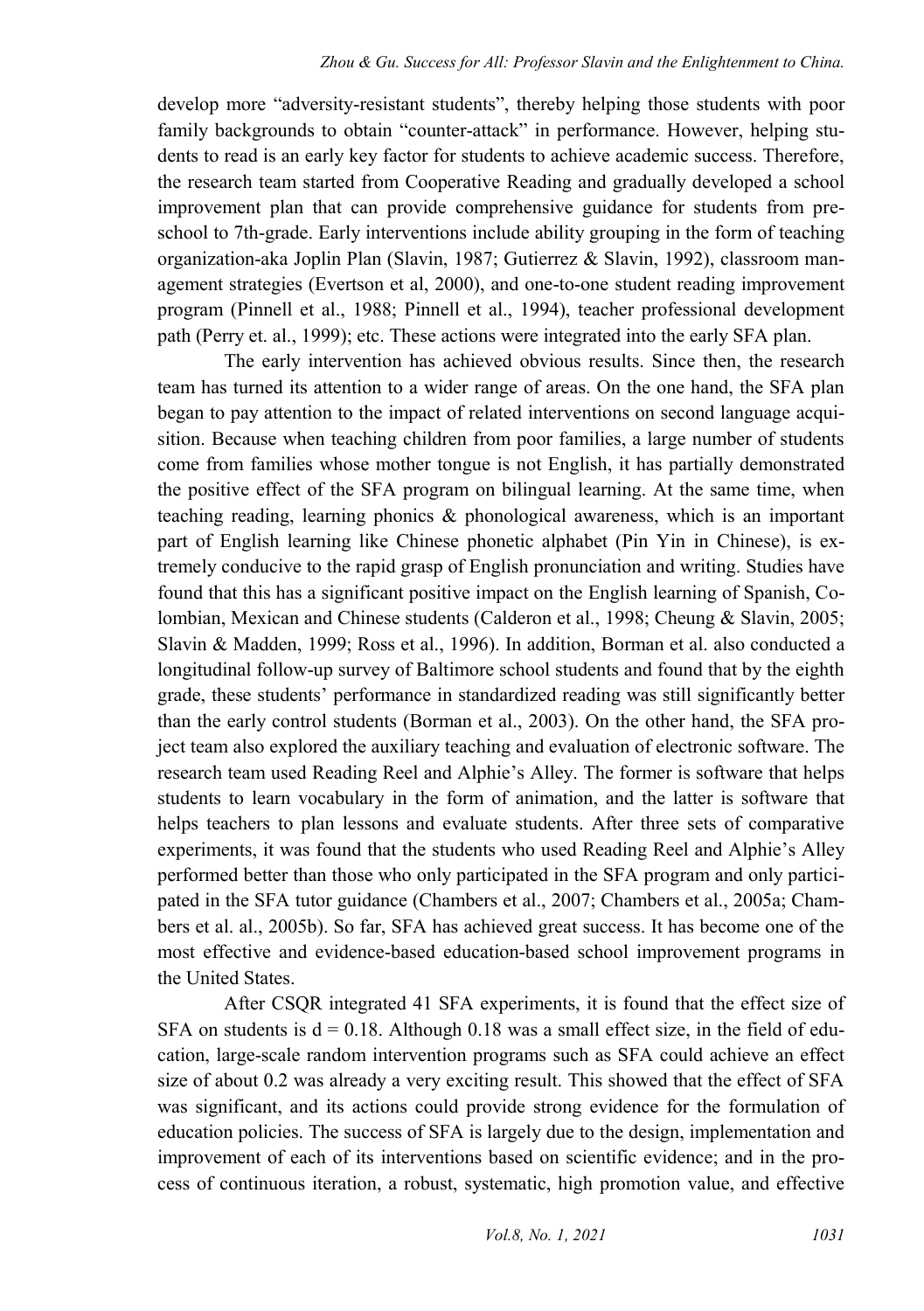develop more "adversity-resistant students", thereby helping those students with poor family backgrounds to obtain "counter-attack" in performance. However, helping students to read is an early key factor for students to achieve academic success. Therefore, the research team started from Cooperative Reading and gradually developed a school improvement plan that can provide comprehensive guidance for students from preschool to 7th-grade. Early interventions include ability grouping in the form of teaching organization-aka Joplin Plan (Slavin, 1987; Gutierrez & Slavin, 1992), classroom management strategies (Evertson et al, 2000), and one-to-one student reading improvement program (Pinnell et al., 1988; Pinnell et al., 1994), teacher professional development path (Perry et. al., 1999); etc. These actions were integrated into the early SFA plan.

The early intervention has achieved obvious results. Since then, the research team has turned its attention to a wider range of areas. On the one hand, the SFA plan began to pay attention to the impact of related interventions on second language acquisition. Because when teaching children from poor families, a large number of students come from families whose mother tongue is not English, it has partially demonstrated the positive effect of the SFA program on bilingual learning. At the same time, when teaching reading, learning phonics & phonological awareness, which is an important part of English learning like Chinese phonetic alphabet (Pin Yin in Chinese), is extremely conducive to the rapid grasp of English pronunciation and writing. Studies have found that this has a significant positive impact on the English learning of Spanish, Colombian, Mexican and Chinese students (Calderon et al., 1998; Cheung & Slavin, 2005; Slavin & Madden, 1999; Ross et al., 1996). In addition, Borman et al. also conducted a longitudinal follow-up survey of Baltimore school students and found that by the eighth grade, these students' performance in standardized reading was still significantly better than the early control students (Borman et al., 2003). On the other hand, the SFA project team also explored the auxiliary teaching and evaluation of electronic software. The research team used Reading Reel and Alphie's Alley. The former is software that helps students to learn vocabulary in the form of animation, and the latter is software that helps teachers to plan lessons and evaluate students. After three sets of comparative experiments, it was found that the students who used Reading Reel and Alphie's Alley performed better than those who only participated in the SFA program and only participated in the SFA tutor guidance (Chambers et al., 2007; Chambers et al., 2005a; Chambers et al. al., 2005b). So far, SFA has achieved great success. It has become one of the most effective and evidence-based education-based school improvement programs in the United States.

After CSQR integrated 41 SFA experiments, it is found that the effect size of SFA on students is $d = 0.18$. Although 0.18 was a small effect size, in the field of education, large-scale random intervention programs such as SFA could achieve an effect size of about 0.2 was already a very exciting result. This showed that the effect of SFA was significant, and its actions could provide strong evidence for the formulation of education policies. The success of SFA is largely due to the design, implementation and improvement of each of its interventions based on scientific evidence; and in the process of continuous iteration, a robust, systematic, high promotion value, and effective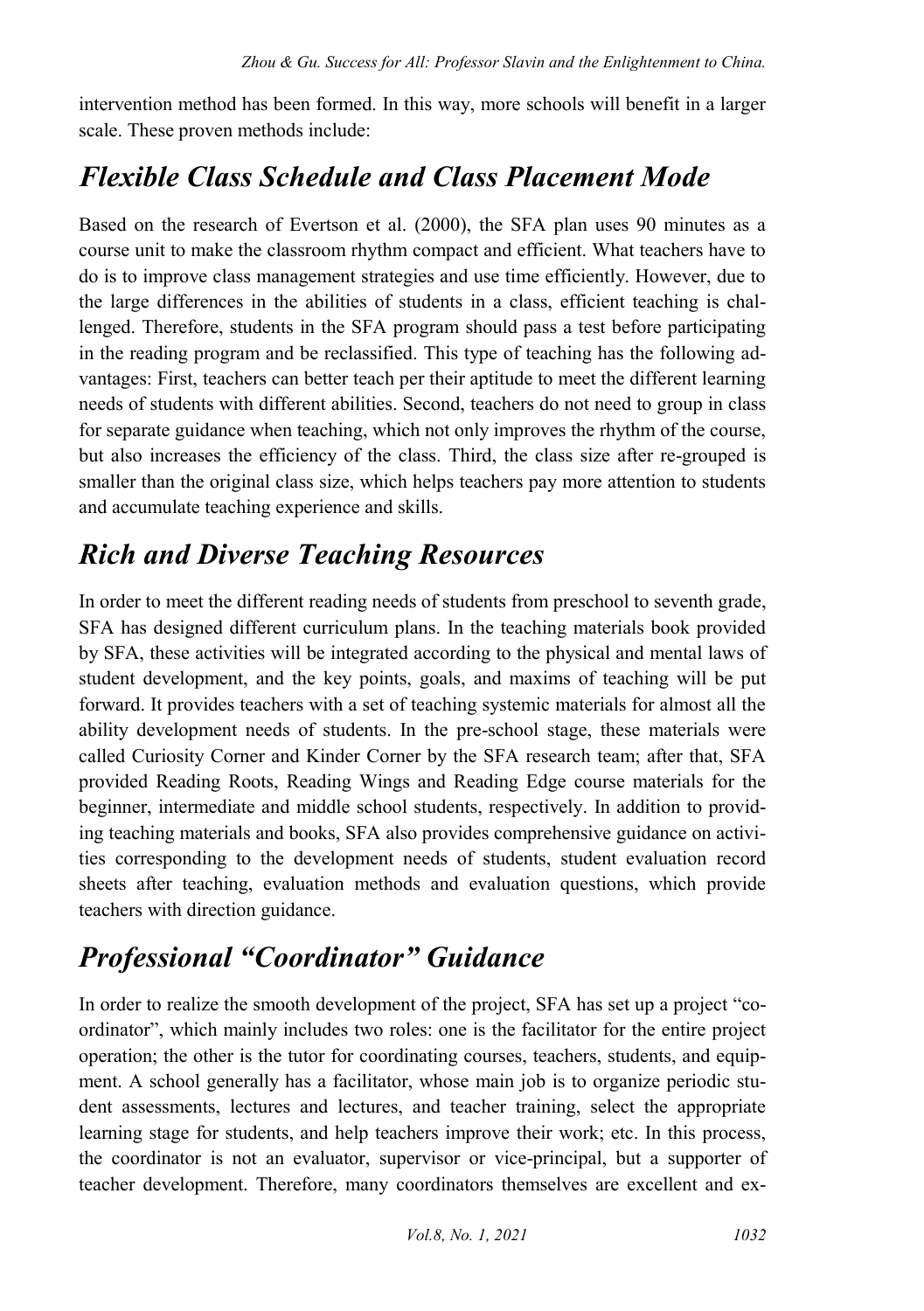intervention method has been formed. In this way, more schools will benefit in a larger scale. These proven methods include:

## *Flexible Class Schedule and Class Placement Mode*

Based on the research of Evertson et al. (2000), the SFA plan uses 90 minutes as a course unit to make the classroom rhythm compact and efficient. What teachers have to do is to improve class management strategies and use time efficiently. However, due to the large differences in the abilities of students in a class, efficient teaching is challenged. Therefore, students in the SFA program should pass a test before participating in the reading program and be reclassified. This type of teaching has the following advantages: First, teachers can better teach per their aptitude to meet the different learning needs of students with different abilities. Second, teachers do not need to group in class for separate guidance when teaching, which not only improves the rhythm of the course, but also increases the efficiency of the class. Third, the class size after re-grouped is smaller than the original class size, which helps teachers pay more attention to students and accumulate teaching experience and skills.

## *Rich and Diverse Teaching Resources*

In order to meet the different reading needs of students from preschool to seventh grade, SFA has designed different curriculum plans. In the teaching materials book provided by SFA, these activities will be integrated according to the physical and mental laws of student development, and the key points, goals, and maxims of teaching will be put forward. It provides teachers with a set of teaching systemic materials for almost all the ability development needs of students. In the pre-school stage, these materials were called Curiosity Corner and Kinder Corner by the SFA research team; after that, SFA provided Reading Roots, Reading Wings and Reading Edge course materials for the beginner, intermediate and middle school students, respectively. In addition to providing teaching materials and books, SFA also provides comprehensive guidance on activities corresponding to the development needs of students, student evaluation record sheets after teaching, evaluation methods and evaluation questions, which provide teachers with direction guidance.

## *Professional "Coordinator" Guidance*

In order to realize the smooth development of the project, SFA has set up a project "coordinator", which mainly includes two roles: one is the facilitator for the entire project operation; the other is the tutor for coordinating courses, teachers, students, and equipment. A school generally has a facilitator, whose main job is to organize periodic student assessments, lectures and lectures, and teacher training, select the appropriate learning stage for students, and help teachers improve their work; etc. In this process, the coordinator is not an evaluator, supervisor or vice-principal, but a supporter of teacher development. Therefore, many coordinators themselves are excellent and ex-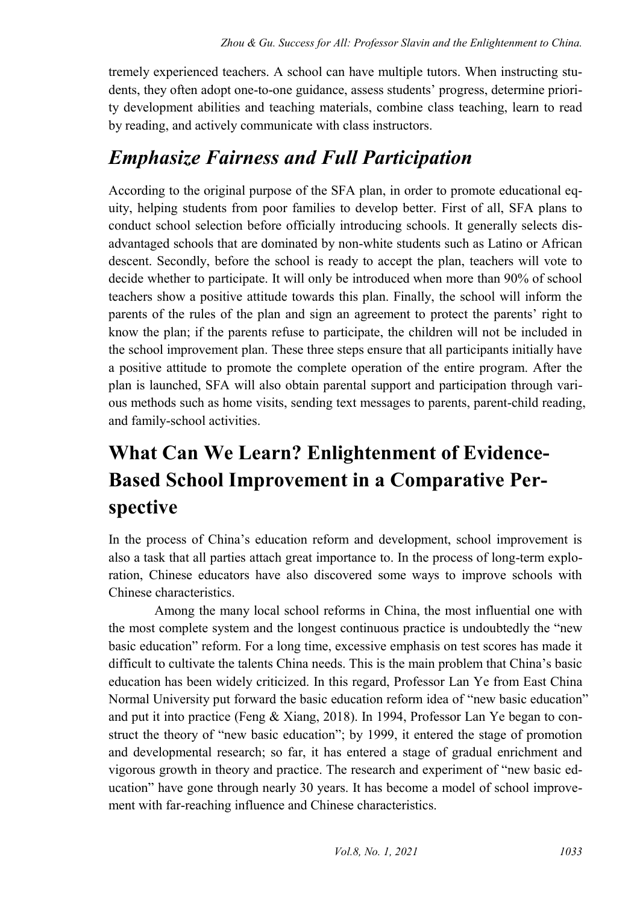tremely experienced teachers. A school can have multiple tutors. When instructing students, they often adopt one-to-one guidance, assess students' progress, determine priority development abilities and teaching materials, combine class teaching, learn to read by reading, and actively communicate with class instructors.

## *Emphasize Fairness and Full Participation*

According to the original purpose of the SFA plan, in order to promote educational equity, helping students from poor families to develop better. First of all, SFA plans to conduct school selection before officially introducing schools. It generally selects disadvantaged schools that are dominated by non-white students such as Latino or African descent. Secondly, before the school is ready to accept the plan, teachers will vote to decide whether to participate. It will only be introduced when more than 90% of school teachers show a positive attitude towards this plan. Finally, the school will inform the parents of the rules of the plan and sign an agreement to protect the parents' right to know the plan; if the parents refuse to participate, the children will not be included in the school improvement plan. These three steps ensure that all participants initially have a positive attitude to promote the complete operation of the entire program. After the plan is launched, SFA will also obtain parental support and participation through various methods such as home visits, sending text messages to parents, parent-child reading, and family-school activities.

# What Can We Learn? Enlightenment of Evidence-Based School Improvement in a Comparative Perspective

In the process of China's education reform and development, school improvement is also a task that all parties attach great importance to. In the process of long-term exploration, Chinese educators have also discovered some ways to improve schools with Chinese characteristics.

Among the many local school reforms in China, the most influential one with the most complete system and the longest continuous practice is undoubtedly the "new basic education" reform. For a long time, excessive emphasis on test scores has made it difficult to cultivate the talents China needs. This is the main problem that China's basic education has been widely criticized. In this regard, Professor Lan Ye from East China Normal University put forward the basic education reform idea of "new basic education" and put it into practice (Feng & Xiang, 2018). In 1994, Professor Lan Ye began to construct the theory of "new basic education"; by 1999, it entered the stage of promotion and developmental research; so far, it has entered a stage of gradual enrichment and vigorous growth in theory and practice. The research and experiment of "new basic education" have gone through nearly 30 years. It has become a model of school improvement with far-reaching influence and Chinese characteristics.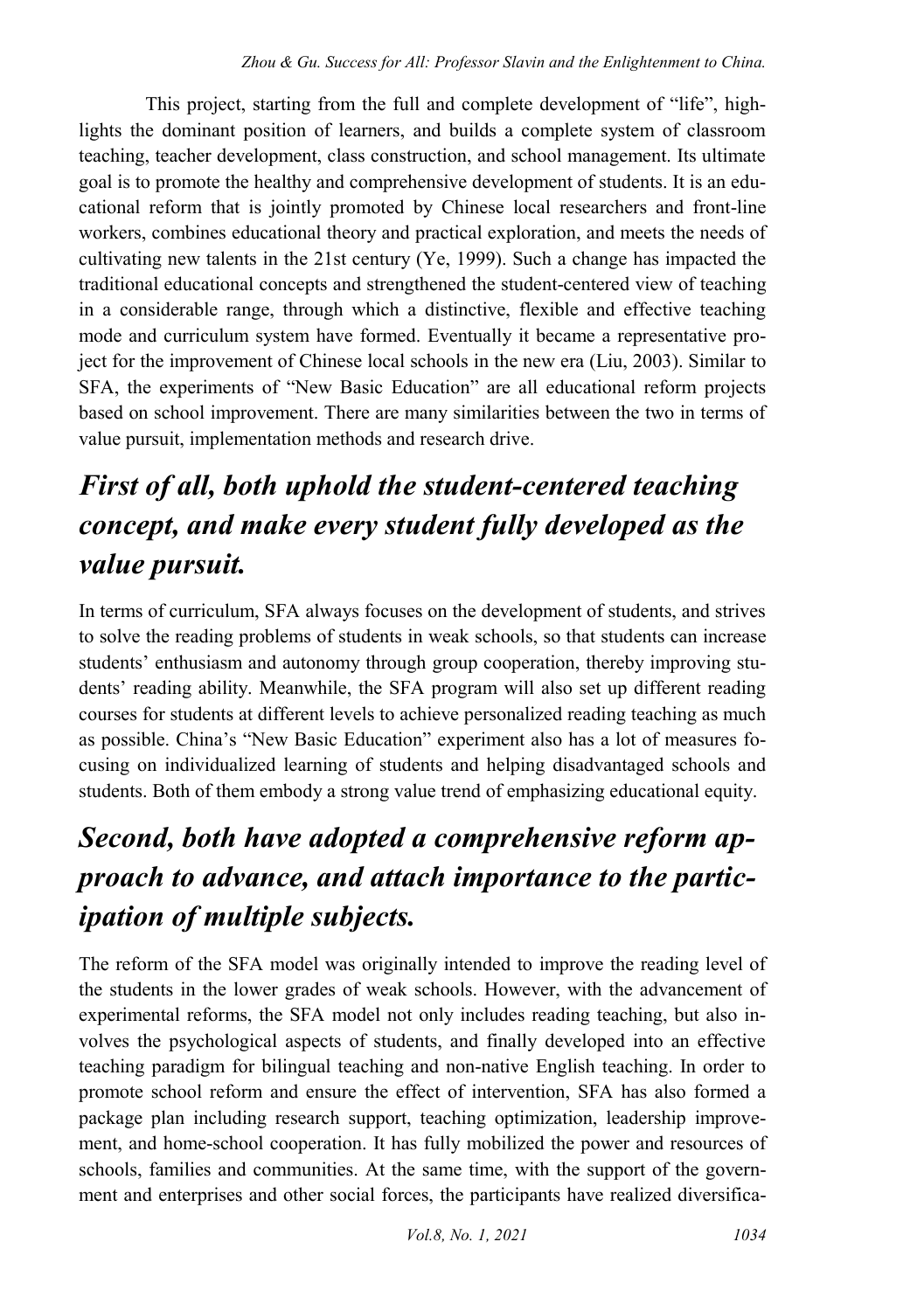This project, starting from the full and complete development of "life", highlights the dominant position of learners, and builds a complete system of classroom teaching, teacher development, class construction, and school management. Its ultimate goal is to promote the healthy and comprehensive development of students. It is an educational reform that is jointly promoted by Chinese local researchers and front-line workers, combines educational theory and practical exploration, and meets the needs of cultivating new talents in the 21st century (Ye, 1999). Such a change has impacted the traditional educational concepts and strengthened the student-centered view of teaching in a considerable range, through which a distinctive, flexible and effective teaching mode and curriculum system have formed. Eventually it became a representative project for the improvement of Chinese local schools in the new era (Liu, 2003). Similar to SFA, the experiments of "New Basic Education" are all educational reform projects based on school improvement. There are many similarities between the two in terms of value pursuit, implementation methods and research drive.

## *First of all, both uphold the student-centered teaching concept, and make every student fully developed as the value pursuit.*

In terms of curriculum, SFA always focuses on the development of students, and strives to solve the reading problems of students in weak schools, so that students can increase students' enthusiasm and autonomy through group cooperation, thereby improving students' reading ability. Meanwhile, the SFA program will also set up different reading courses for students at different levels to achieve personalized reading teaching as much as possible. China's "New Basic Education" experiment also has a lot of measures focusing on individualized learning of students and helping disadvantaged schools and students. Both of them embody a strong value trend of emphasizing educational equity.

## *Second, both have adopted a comprehensive reform approach to advance, and attach importance to the participation of multiple subjects.*

The reform of the SFA model was originally intended to improve the reading level of the students in the lower grades of weak schools. However, with the advancement of experimental reforms, the SFA model not only includes reading teaching, but also involves the psychological aspects of students, and finally developed into an effective teaching paradigm for bilingual teaching and non-native English teaching. In order to promote school reform and ensure the effect of intervention, SFA has also formed a package plan including research support, teaching optimization, leadership improvement, and home-school cooperation. It has fully mobilized the power and resources of schools, families and communities. At the same time, with the support of the government and enterprises and other social forces, the participants have realized diversifica-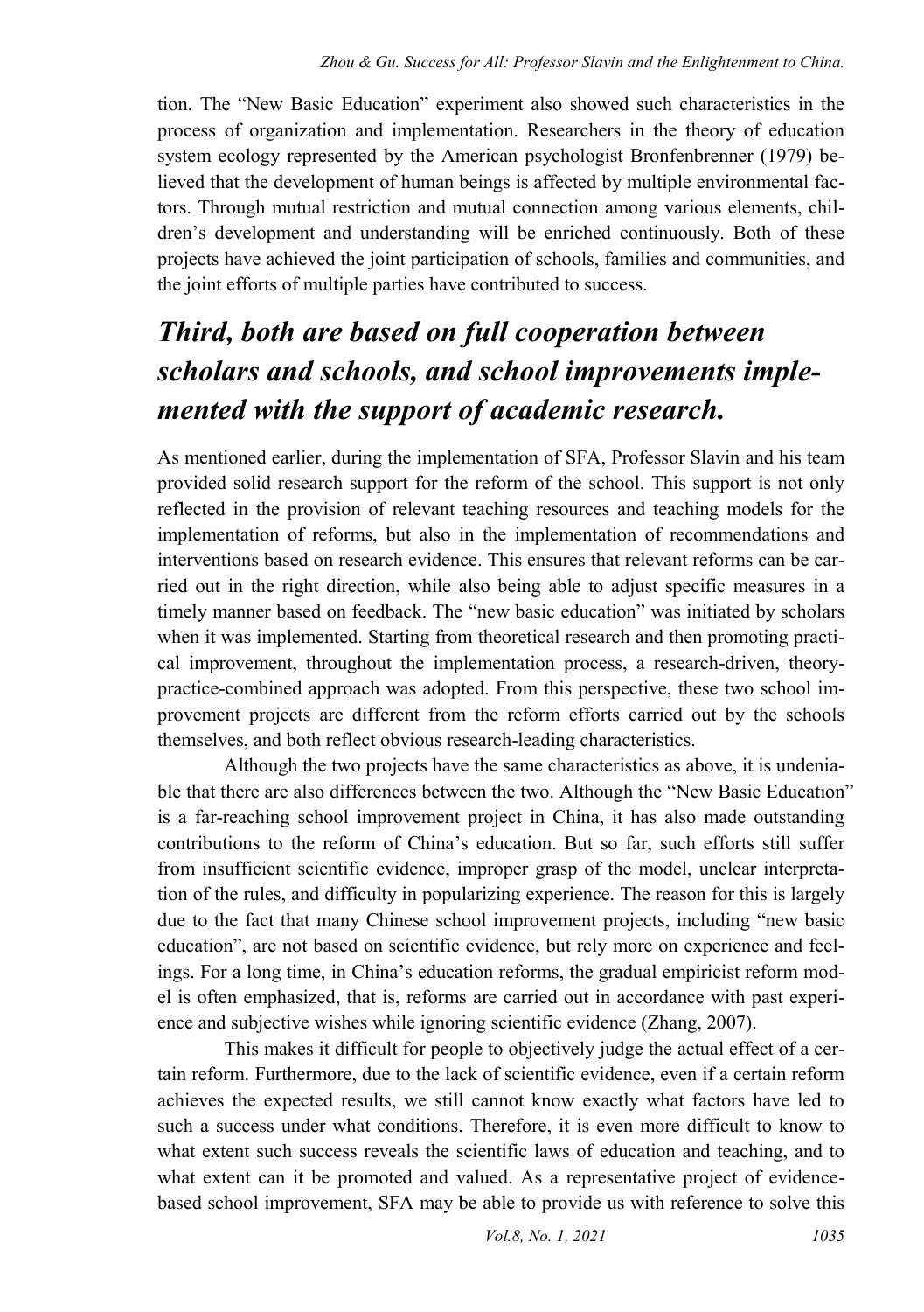tion. The "New Basic Education" experiment also showed such characteristics in the process of organization and implementation. Researchers in the theory of education system ecology represented by the American psychologist Bronfenbrenner (1979) believed that the development of human beings is affected by multiple environmental factors. Through mutual restriction and mutual connection among various elements, children's development and understanding will be enriched continuously. Both of these projects have achieved the joint participation of schools, families and communities, and the joint efforts of multiple parties have contributed to success.

## *Third, both are based on full cooperation between scholars and schools, and school improvements implemented with the support of academic research.*

As mentioned earlier, during the implementation of SFA, Professor Slavin and his team provided solid research support for the reform of the school. This support is not only reflected in the provision of relevant teaching resources and teaching models for the implementation of reforms, but also in the implementation of recommendations and interventions based on research evidence. This ensures that relevant reforms can be carried out in the right direction, while also being able to adjust specific measures in a timely manner based on feedback. The "new basic education" was initiated by scholars when it was implemented. Starting from theoretical research and then promoting practical improvement, throughout the implementation process, a research-driven, theory-practice-combined approach was adopted. From this perspective, these two school improvement projects are different from the reform efforts carried out by the schools themselves, and both reflect obvious research-leading characteristics.

Although the two projects have the same characteristics as above, it is undeniable that there are also differences between the two. Although the "New Basic Education" is a far-reaching school improvement project in China, it has also made outstanding contributions to the reform of China's education. But so far, such efforts still suffer from insufficient scientific evidence, improper grasp of the model, unclear interpretation of the rules, and difficulty in popularizing experience. The reason for this is largely due to the fact that many Chinese school improvement projects, including "new basic education", are not based on scientific evidence, but rely more on experience and feelings. For a long time, in China's education reforms, the gradual empiricist reform model is often emphasized, that is, reforms are carried out in accordance with past experience and subjective wishes while ignoring scientific evidence (Zhang, 2007).

This makes it difficult for people to objectively judge the actual effect of a certain reform. Furthermore, due to the lack of scientific evidence, even if a certain reform achieves the expected results, we still cannot know exactly what factors have led to such a success under what conditions. Therefore, it is even more difficult to know to what extent such success reveals the scientific laws of education and teaching, and to what extent can it be promoted and valued. As a representative project of evidence-based school improvement, SFA may be able to provide us with reference to solve this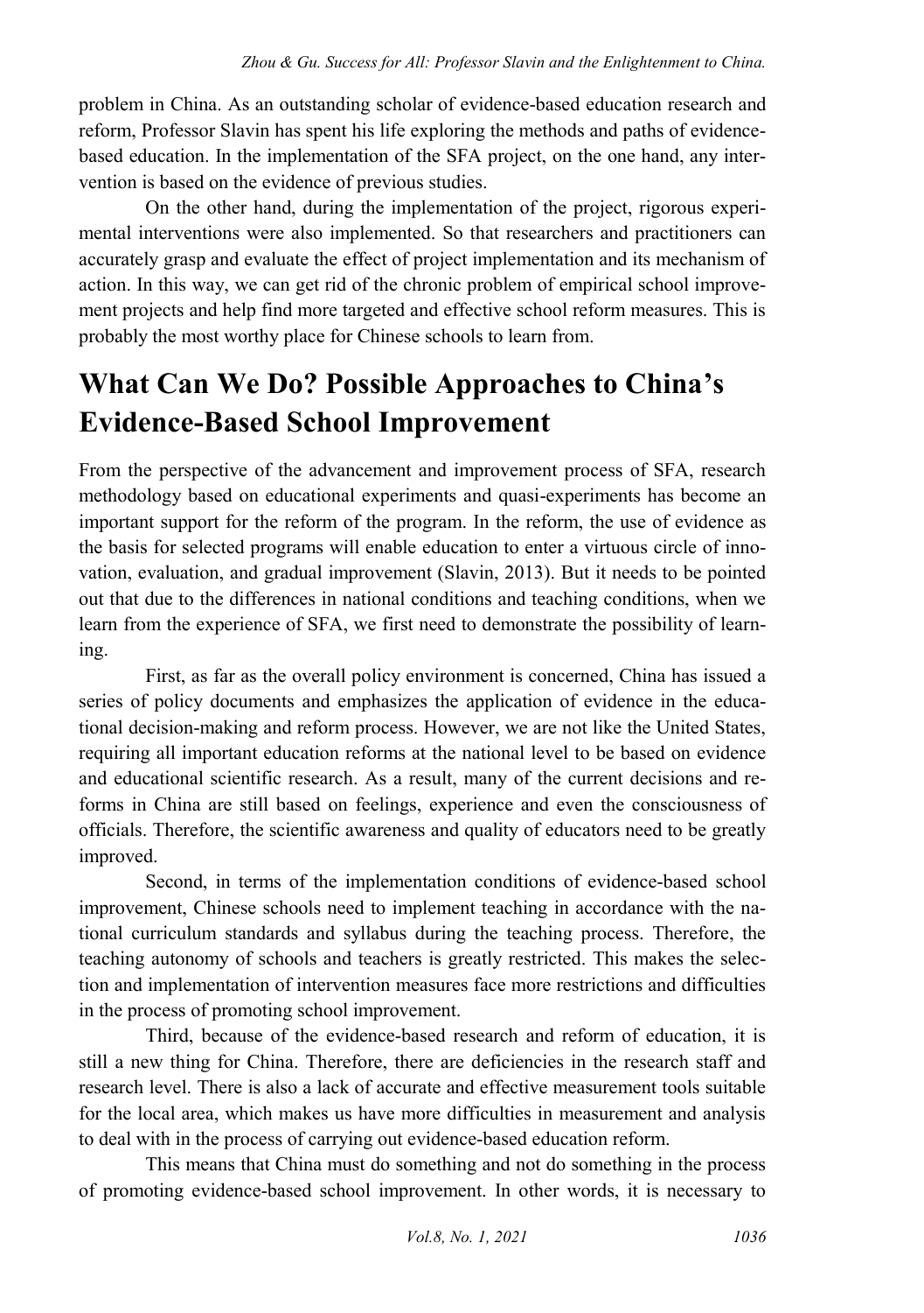problem in China. As an outstanding scholar of evidence-based education research and reform, Professor Slavin has spent his life exploring the methods and paths of evidence-based education. In the implementation of the SFA project, on the one hand, any intervention is based on the evidence of previous studies.

On the other hand, during the implementation of the project, rigorous experimental interventions were also implemented. So that researchers and practitioners can accurately grasp and evaluate the effect of project implementation and its mechanism of action. In this way, we can get rid of the chronic problem of empirical school improvement projects and help find more targeted and effective school reform measures. This is probably the most worthy place for Chinese schools to learn from.

## What Can We Do? Possible Approaches to China's Evidence-Based School Improvement

From the perspective of the advancement and improvement process of SFA, research methodology based on educational experiments and quasi-experiments has become an important support for the reform of the program. In the reform, the use of evidence as the basis for selected programs will enable education to enter a virtuous circle of innovation, evaluation, and gradual improvement (Slavin, 2013). But it needs to be pointed out that due to the differences in national conditions and teaching conditions, when we learn from the experience of SFA, we first need to demonstrate the possibility of learning.

First, as far as the overall policy environment is concerned, China has issued a series of policy documents and emphasizes the application of evidence in the educational decision-making and reform process. However, we are not like the United States, requiring all important education reforms at the national level to be based on evidence and educational scientific research. As a result, many of the current decisions and reforms in China are still based on feelings, experience and even the consciousness of officials. Therefore, the scientific awareness and quality of educators need to be greatly improved.

Second, in terms of the implementation conditions of evidence-based school improvement, Chinese schools need to implement teaching in accordance with the national curriculum standards and syllabus during the teaching process. Therefore, the teaching autonomy of schools and teachers is greatly restricted. This makes the selection and implementation of intervention measures face more restrictions and difficulties in the process of promoting school improvement.

Third, because of the evidence-based research and reform of education, it is still a new thing for China. Therefore, there are deficiencies in the research staff and research level. There is also a lack of accurate and effective measurement tools suitable for the local area, which makes us have more difficulties in measurement and analysis to deal with in the process of carrying out evidence-based education reform.

This means that China must do something and not do something in the process of promoting evidence-based school improvement. In other words, it is necessary to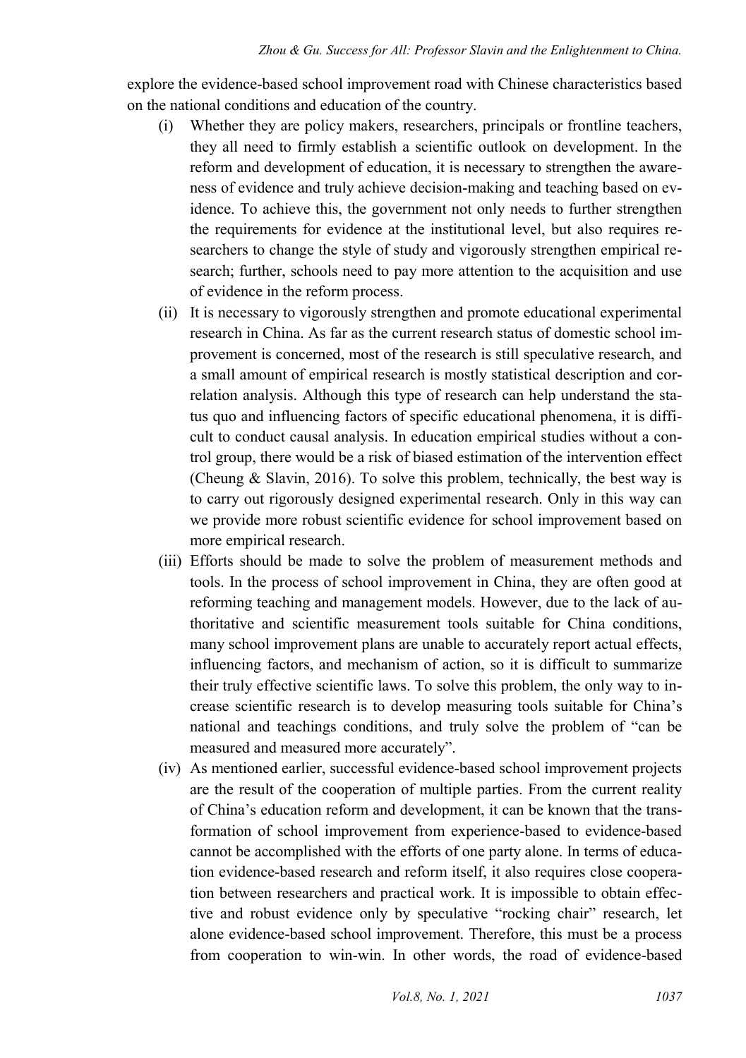explore the evidence-based school improvement road with Chinese characteristics based on the national conditions and education of the country.

(i) Whether they are policy makers, researchers, principals or frontline teachers, they all need to firmly establish a scientific outlook on development. In the reform and development of education, it is necessary to strengthen the awareness of evidence and truly achieve decision-making and teaching based on evidence. To achieve this, the government not only needs to further strengthen the requirements for evidence at the institutional level, but also requires researchers to change the style of study and vigorously strengthen empirical research; further, schools need to pay more attention to the acquisition and use of evidence in the reform process.

(ii) It is necessary to vigorously strengthen and promote educational experimental research in China. As far as the current research status of domestic school improvement is concerned, most of the research is still speculative research, and a small amount of empirical research is mostly statistical description and correlation analysis. Although this type of research can help understand the status quo and influencing factors of specific educational phenomena, it is difficult to conduct causal analysis. In education empirical studies without a control group, there would be a risk of biased estimation of the intervention effect (Cheung & Slavin, 2016). To solve this problem, technically, the best way is to carry out rigorously designed experimental research. Only in this way can we provide more robust scientific evidence for school improvement based on more empirical research.

(iii) Efforts should be made to solve the problem of measurement methods and tools. In the process of school improvement in China, they are often good at reforming teaching and management models. However, due to the lack of authoritative and scientific measurement tools suitable for China conditions, many school improvement plans are unable to accurately report actual effects, influencing factors, and mechanism of action, so it is difficult to summarize their truly effective scientific laws. To solve this problem, the only way to increase scientific research is to develop measuring tools suitable for China's national and teachings conditions, and truly solve the problem of "can be measured and measured more accurately".

(iv) As mentioned earlier, successful evidence-based school improvement projects are the result of the cooperation of multiple parties. From the current reality of China's education reform and development, it can be known that the transformation of school improvement from experience-based to evidence-based cannot be accomplished with the efforts of one party alone. In terms of education evidence-based research and reform itself, it also requires close cooperation between researchers and practical work. It is impossible to obtain effective and robust evidence only by speculative "rocking chair" research, let alone evidence-based school improvement. Therefore, this must be a process from cooperation to win-win. In other words, the road of evidence-based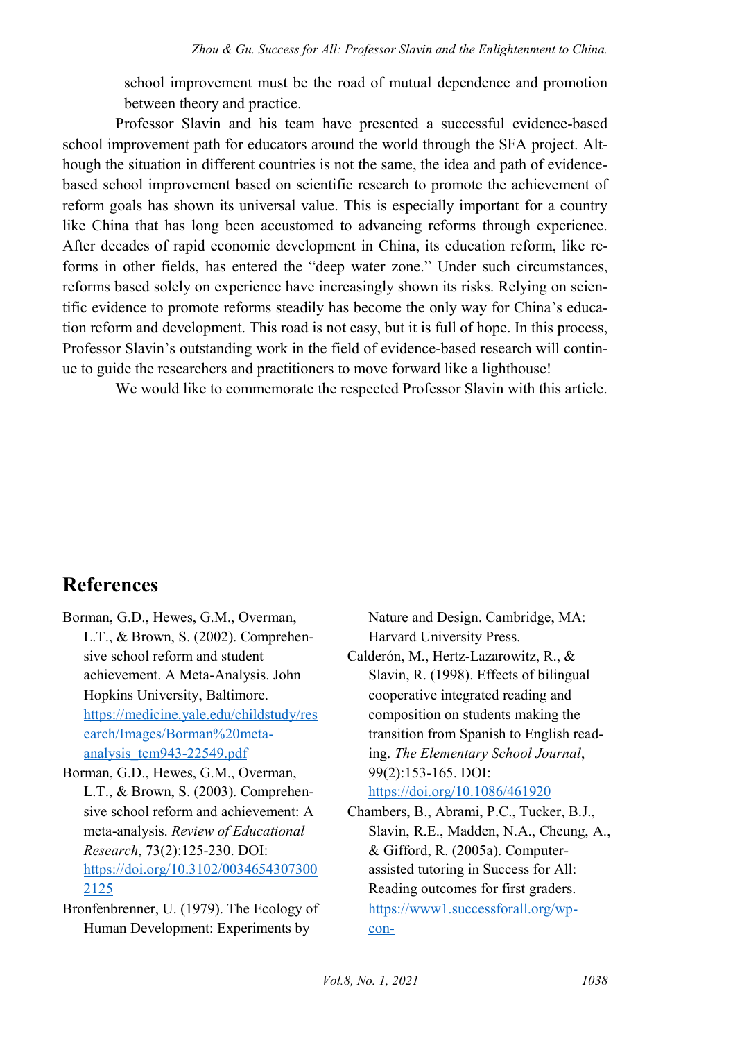school improvement must be the road of mutual dependence and promotion between theory and practice.

Professor Slavin and his team have presented a successful evidence-based school improvement path for educators around the world through the SFA project. Although the situation in different countries is not the same, the idea and path of evidence-based school improvement based on scientific research to promote the achievement of reform goals has shown its universal value. This is especially important for a country like China that has long been accustomed to advancing reforms through experience. After decades of rapid economic development in China, its education reform, like reforms in other fields, has entered the "deep water zone." Under such circumstances, reforms based solely on experience have increasingly shown its risks. Relying on scientific evidence to promote reforms steadily has become the only way for China's education reform and development. This road is not easy, but it is full of hope. In this process, Professor Slavin's outstanding work in the field of evidence-based research will continue to guide the researchers and practitioners to move forward like a lighthouse!

We would like to commemorate the respected Professor Slavin with this article.

## References

Borman, G.D., Hewes, G.M., Overman, L.T., & Brown, S. (2002). Comprehensive school reform and student achievement. A Meta-Analysis. John Hopkins University, Baltimore. https://medicine.yale.edu/childstudy/research/Images/Borman%20meta-analysis_tcm943-22549.pdf

Borman, G.D., Hewes, G.M., Overman, L.T., & Brown, S. (2003). Comprehensive school reform and achievement: A meta-analysis. *Review of Educational Research*, 73(2):125-230. DOI: https://doi.org/10.3102/00346543073002125

Bronfenbrenner, U. (1979). The Ecology of Human Development: Experiments by Nature and Design. Cambridge, MA: Harvard University Press.

Calderón, M., Hertz-Lazarowitz, R., & Slavin, R. (1998). Effects of bilingual cooperative integrated reading and composition on students making the transition from Spanish to English reading. *The Elementary School Journal*, 99(2):153-165. DOI: https://doi.org/10.1086/461920

Chambers, B., Abrami, P.C., Tucker, B.J., Slavin, R.E., Madden, N.A., Cheung, A., & Gifford, R. (2005a). Computer-assisted tutoring in Success for All: Reading outcomes for first graders. https://www1.successforall.org/wp-con-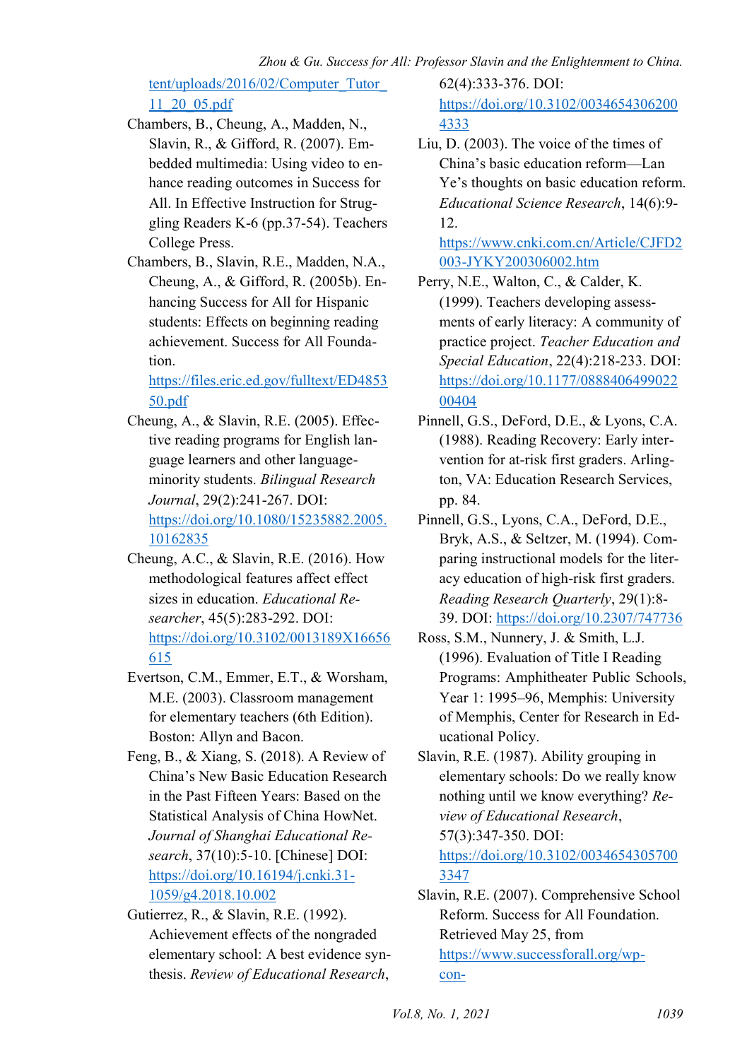tent/uploads/2016/02/Computer_Tutor_11_20_05.pdf

Chambers, B., Cheung, A., Madden, N., Slavin, R., & Gifford, R. (2007). Embedded multimedia: Using video to enhance reading outcomes in Success for All. In Effective Instruction for Struggling Readers K-6 (pp.37-54). Teachers College Press.

Chambers, B., Slavin, R.E., Madden, N.A., Cheung, A., & Gifford, R. (2005b). Enhancing Success for All for Hispanic students: Effects on beginning reading achievement. Success for All Foundation. https://files.eric.ed.gov/fulltext/ED485350.pdf

Cheung, A., & Slavin, R.E. (2005). Effective reading programs for English language learners and other language-minority students. *Bilingual Research Journal*, 29(2):241-267. DOI: https://doi.org/10.1080/15235882.2005.10162835

Cheung, A.C., & Slavin, R.E. (2016). How methodological features affect effect sizes in education. *Educational Researcher*, 45(5):283-292. DOI: https://doi.org/10.3102/0013189X16656615

Evertson, C.M., Emmer, E.T., & Worsham, M.E. (2003). Classroom management for elementary teachers (6th Edition). Boston: Allyn and Bacon.

Feng, B., & Xiang, S. (2018). A Review of China's New Basic Education Research in the Past Fifteen Years: Based on the Statistical Analysis of China HowNet. *Journal of Shanghai Educational Research*, 37(10):5-10. [Chinese] DOI: https://doi.org/10.16194/j.cnki.31-1059/g4.2018.10.002

Gutierrez, R., & Slavin, R.E. (1992). Achievement effects of the nongraded elementary school: A best evidence synthesis. *Review of Educational Research*, 62(4):333-376. DOI: https://doi.org/10.3102/00346543062004333

Liu, D. (2003). The voice of the times of China's basic education reform—Lan Ye's thoughts on basic education reform. *Educational Science Research*, 14(6):9-12. https://www.cnki.com.cn/Article/CJFD2003-JYKY200306002.htm

Perry, N.E., Walton, C., & Calder, K. (1999). Teachers developing assessments of early literacy: A community of practice project. *Teacher Education and Special Education*, 22(4):218-233. DOI: https://doi.org/10.1177/088840649902200404

Pinnell, G.S., DeFord, D.E., & Lyons, C.A. (1988). Reading Recovery: Early intervention for at-risk first graders. Arlington, VA: Education Research Services, pp. 84.

Pinnell, G.S., Lyons, C.A., DeFord, D.E., Bryk, A.S., & Seltzer, M. (1994). Comparing instructional models for the literacy education of high-risk first graders. *Reading Research Quarterly*, 29(1):8-39. DOI: https://doi.org/10.2307/747736

Ross, S.M., Nunnery, J. & Smith, L.J. (1996). Evaluation of Title I Reading Programs: Amphitheater Public Schools, Year 1: 1995–96, Memphis: University of Memphis, Center for Research in Educational Policy.

Slavin, R.E. (1987). Ability grouping in elementary schools: Do we really know nothing until we know everything? *Review of Educational Research*, 57(3):347-350. DOI: https://doi.org/10.3102/00346543057003347

Slavin, R.E. (2007). Comprehensive School Reform. Success for All Foundation. Retrieved May 25, from https://www.successforall.org/wp-con-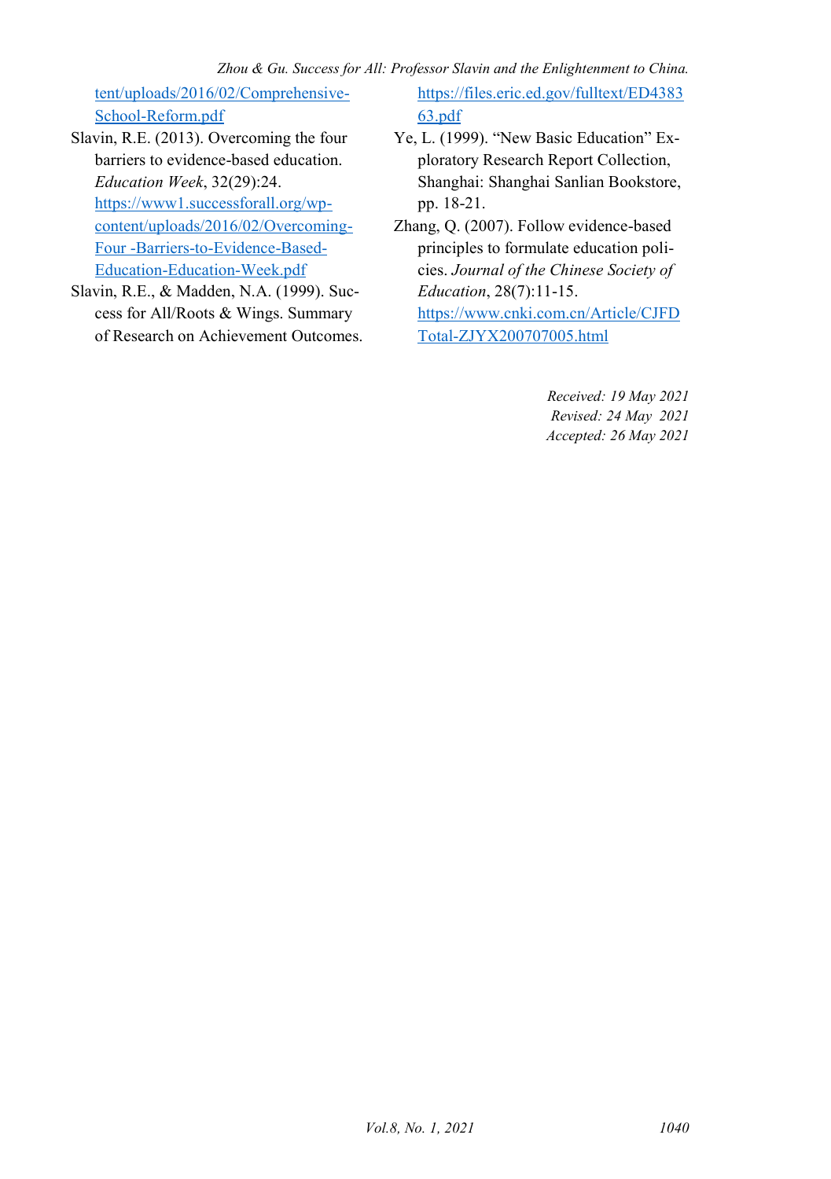tent/uploads/2016/02/Comprehensive-School-Reform.pdf

Slavin, R.E. (2013). Overcoming the four barriers to evidence-based education. *Education Week*, 32(29):24. https://www1.successforall.org/wp-content/uploads/2016/02/Overcoming-Four -Barriers-to-Evidence-Based-Education-Education-Week.pdf

Slavin, R.E., & Madden, N.A. (1999). Success for All/Roots & Wings. Summary of Research on Achievement Outcomes. https://files.eric.ed.gov/fulltext/ED438363.pdf

Ye, L. (1999). "New Basic Education" Exploratory Research Report Collection, Shanghai: Shanghai Sanlian Bookstore, pp. 18-21.

Zhang, Q. (2007). Follow evidence-based principles to formulate education policies. *Journal of the Chinese Society of Education*, 28(7):11-15. https://www.cnki.com.cn/Article/CJFDTotal-ZJYX200707005.html

*Received: 19 May 2021*
*Revised: 24 May 2021*
*Accepted: 26 May 2021*